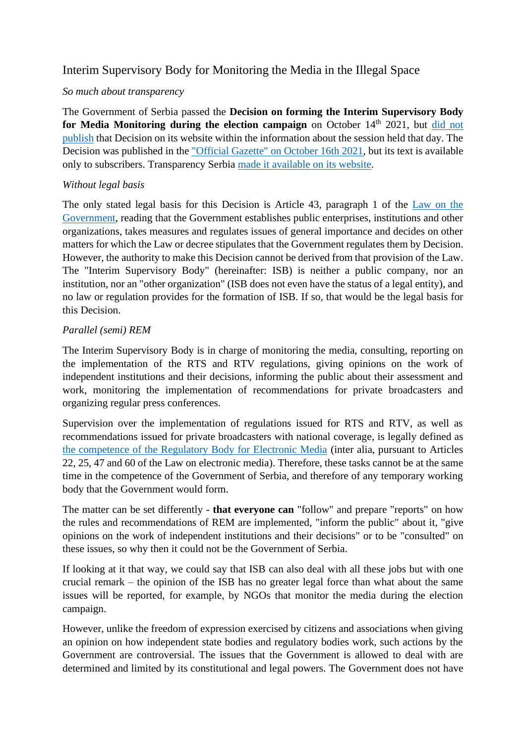# Interim Supervisory Body for Monitoring the Media in the Illegal Space

*So much about transparency*

The Government of Serbia passed the **Decision on forming the Interim Supervisory Body for Media Monitoring during the election campaign** on October 14th 2021, but did not publish that Decision on its website within the information about the session held that day. The Decision was published in the "Official Gazette" on October 16th 2021, but its text is available only to subscribers. Transparency Serbia made it available on its website.

*Without legal basis*

The only stated legal basis for this Decision is Article 43, paragraph 1 of the Law on the Government, reading that the Government establishes public enterprises, institutions and other organizations, takes measures and regulates issues of general importance and decides on other matters for which the Law or decree stipulates that the Government regulates them by Decision. However, the authority to make this Decision cannot be derived from that provision of the Law. The "Interim Supervisory Body" (hereinafter: ISB) is neither a public company, nor an institution, nor an "other organization" (ISB does not even have the status of a legal entity), and no law or regulation provides for the formation of ISB. If so, that would be the legal basis for this Decision.

*Parallel (semi) REM*

The Interim Supervisory Body is in charge of monitoring the media, consulting, reporting on the implementation of the RTS and RTV regulations, giving opinions on the work of independent institutions and their decisions, informing the public about their assessment and work, monitoring the implementation of recommendations for private broadcasters and organizing regular press conferences.

Supervision over the implementation of regulations issued for RTS and RTV, as well as recommendations issued for private broadcasters with national coverage, is legally defined as the competence of the Regulatory Body for Electronic Media (inter alia, pursuant to Articles 22, 25, 47 and 60 of the Law on electronic media). Therefore, these tasks cannot be at the same time in the competence of the Government of Serbia, and therefore of any temporary working body that the Government would form.

The matter can be set differently - **that everyone can** "follow" and prepare "reports" on how the rules and recommendations of REM are implemented, "inform the public" about it, "give opinions on the work of independent institutions and their decisions" or to be "consulted" on these issues, so why then it could not be the Government of Serbia.

If looking at it that way, we could say that ISB can also deal with all these jobs but with one crucial remark – the opinion of the ISB has no greater legal force than what about the same issues will be reported, for example, by NGOs that monitor the media during the election campaign.

However, unlike the freedom of expression exercised by citizens and associations when giving an opinion on how independent state bodies and regulatory bodies work, such actions by the Government are controversial. The issues that the Government is allowed to deal with are determined and limited by its constitutional and legal powers. The Government does not have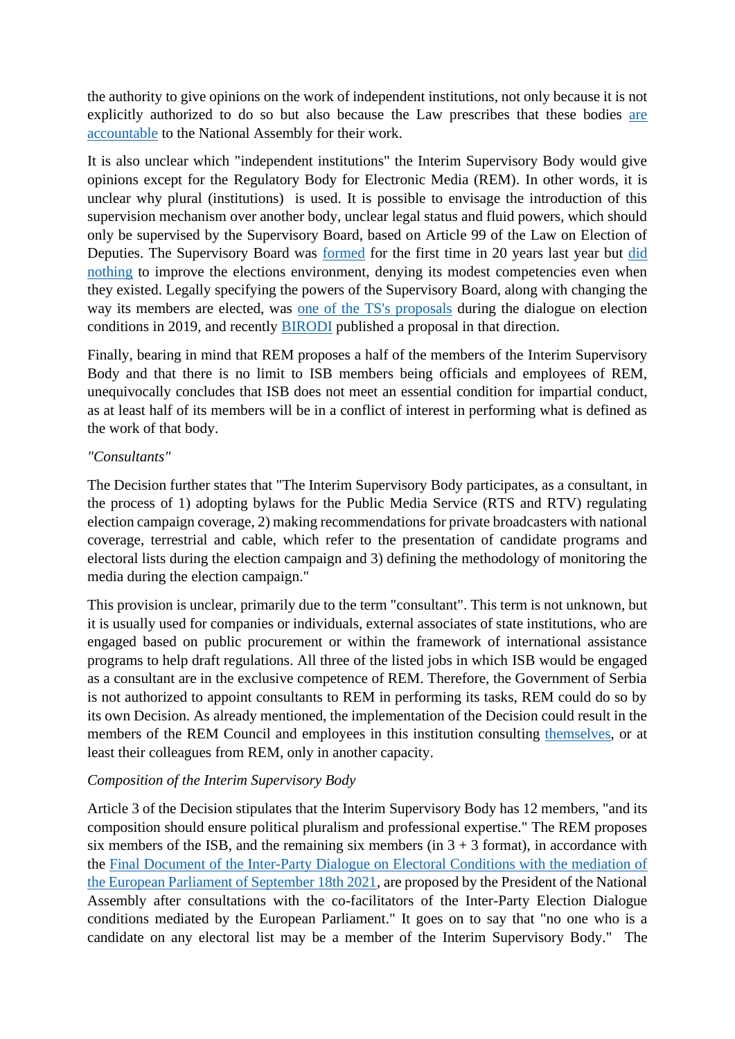the authority to give opinions on the work of independent institutions, not only because it is not explicitly authorized to do so but also because the Law prescribes that these bodies are accountable to the National Assembly for their work.

It is also unclear which "independent institutions" the Interim Supervisory Body would give opinions except for the Regulatory Body for Electronic Media (REM). In other words, it is unclear why plural (institutions)  is used. It is possible to envisage the introduction of this supervision mechanism over another body, unclear legal status and fluid powers, which should only be supervised by the Supervisory Board, based on Article 99 of the Law on Election of Deputies. The Supervisory Board was formed for the first time in 20 years last year but did nothing to improve the elections environment, denying its modest competencies even when they existed. Legally specifying the powers of the Supervisory Board, along with changing the way its members are elected, was one of the TS's proposals during the dialogue on election conditions in 2019, and recently BIRODI published a proposal in that direction.

Finally, bearing in mind that REM proposes a half of the members of the Interim Supervisory Body and that there is no limit to ISB members being officials and employees of REM, unequivocally concludes that ISB does not meet an essential condition for impartial conduct, as at least half of its members will be in a conflict of interest in performing what is defined as the work of that body.

*"Consultants"*

The Decision further states that "The Interim Supervisory Body participates, as a consultant, in the process of 1) adopting bylaws for the Public Media Service (RTS and RTV) regulating election campaign coverage, 2) making recommendations for private broadcasters with national coverage, terrestrial and cable, which refer to the presentation of candidate programs and electoral lists during the election campaign and 3) defining the methodology of monitoring the media during the election campaign."

This provision is unclear, primarily due to the term "consultant". This term is not unknown, but it is usually used for companies or individuals, external associates of state institutions, who are engaged based on public procurement or within the framework of international assistance programs to help draft regulations. All three of the listed jobs in which ISB would be engaged as a consultant are in the exclusive competence of REM. Therefore, the Government of Serbia is not authorized to appoint consultants to REM in performing its tasks, REM could do so by its own Decision. As already mentioned, the implementation of the Decision could result in the members of the REM Council and employees in this institution consulting themselves, or at least their colleagues from REM, only in another capacity.

*Composition of the Interim Supervisory Body*

Article 3 of the Decision stipulates that the Interim Supervisory Body has 12 members, "and its composition should ensure political pluralism and professional expertise." The REM proposes six members of the ISB, and the remaining six members (in 3 + 3 format), in accordance with the Final Document of the Inter-Party Dialogue on Electoral Conditions with the mediation of the European Parliament of September 18th 2021, are proposed by the President of the National Assembly after consultations with the co-facilitators of the Inter-Party Election Dialogue conditions mediated by the European Parliament." It goes on to say that "no one who is a candidate on any electoral list may be a member of the Interim Supervisory Body."  The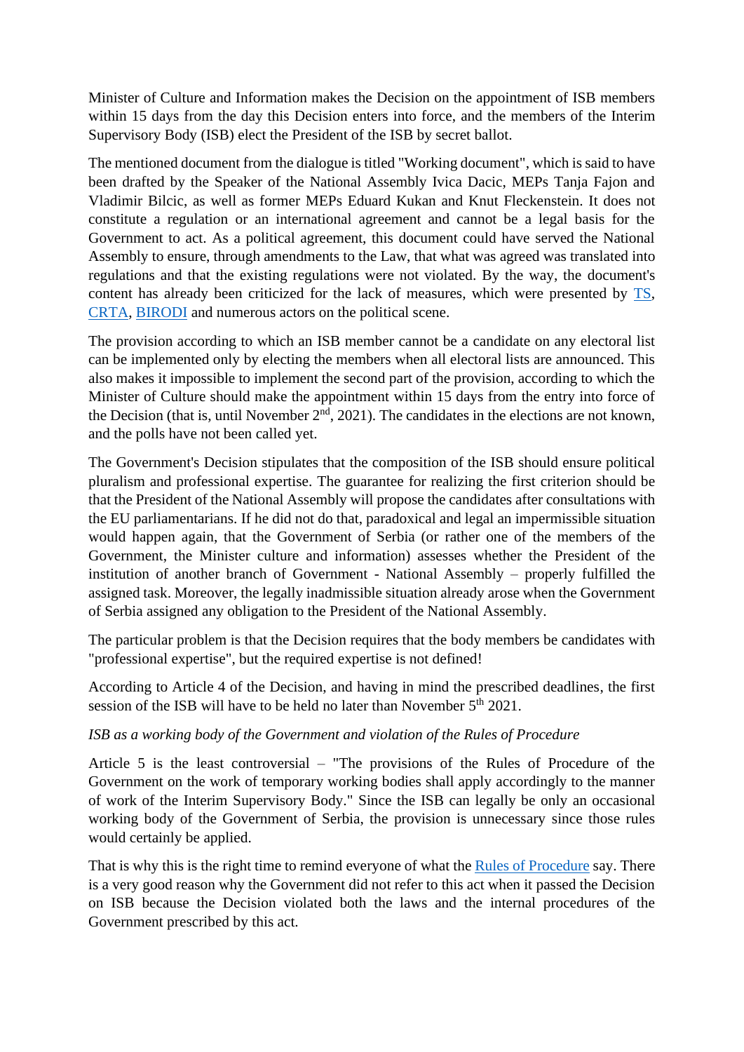Minister of Culture and Information makes the Decision on the appointment of ISB members within 15 days from the day this Decision enters into force, and the members of the Interim Supervisory Body (ISB) elect the President of the ISB by secret ballot.

The mentioned document from the dialogue is titled "Working document", which is said to have been drafted by the Speaker of the National Assembly Ivica Dacic, MEPs Tanja Fajon and Vladimir Bilcic, as well as former MEPs Eduard Kukan and Knut Fleckenstein. It does not constitute a regulation or an international agreement and cannot be a legal basis for the Government to act. As a political agreement, this document could have served the National Assembly to ensure, through amendments to the Law, that what was agreed was translated into regulations and that the existing regulations were not violated. By the way, the document's content has already been criticized for the lack of measures, which were presented by TS, CRTA, BIRODI and numerous actors on the political scene.

The provision according to which an ISB member cannot be a candidate on any electoral list can be implemented only by electing the members when all electoral lists are announced. This also makes it impossible to implement the second part of the provision, according to which the Minister of Culture should make the appointment within 15 days from the entry into force of the Decision (that is, until November 2nd, 2021). The candidates in the elections are not known, and the polls have not been called yet.

The Government's Decision stipulates that the composition of the ISB should ensure political pluralism and professional expertise. The guarantee for realizing the first criterion should be that the President of the National Assembly will propose the candidates after consultations with the EU parliamentarians. If he did not do that, paradoxical and legal an impermissible situation would happen again, that the Government of Serbia (or rather one of the members of the Government, the Minister culture and information) assesses whether the President of the institution of another branch of Government - National Assembly – properly fulfilled the assigned task. Moreover, the legally inadmissible situation already arose when the Government of Serbia assigned any obligation to the President of the National Assembly.

The particular problem is that the Decision requires that the body members be candidates with "professional expertise", but the required expertise is not defined!

According to Article 4 of the Decision, and having in mind the prescribed deadlines, the first session of the ISB will have to be held no later than November 5th 2021.

*ISB as a working body of the Government and violation of the Rules of Procedure*

Article 5 is the least controversial – "The provisions of the Rules of Procedure of the Government on the work of temporary working bodies shall apply accordingly to the manner of work of the Interim Supervisory Body." Since the ISB can legally be only an occasional working body of the Government of Serbia, the provision is unnecessary since those rules would certainly be applied.

That is why this is the right time to remind everyone of what the Rules of Procedure say. There is a very good reason why the Government did not refer to this act when it passed the Decision on ISB because the Decision violated both the laws and the internal procedures of the Government prescribed by this act.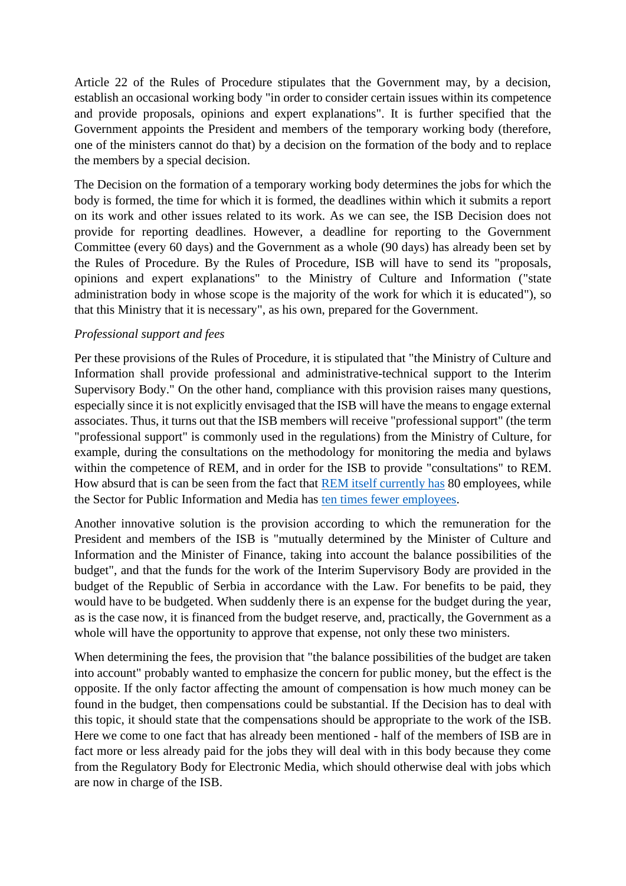Article 22 of the Rules of Procedure stipulates that the Government may, by a decision, establish an occasional working body "in order to consider certain issues within its competence and provide proposals, opinions and expert explanations". It is further specified that the Government appoints the President and members of the temporary working body (therefore, one of the ministers cannot do that) by a decision on the formation of the body and to replace the members by a special decision.

The Decision on the formation of a temporary working body determines the jobs for which the body is formed, the time for which it is formed, the deadlines within which it submits a report on its work and other issues related to its work. As we can see, the ISB Decision does not provide for reporting deadlines. However, a deadline for reporting to the Government Committee (every 60 days) and the Government as a whole (90 days) has already been set by the Rules of Procedure. By the Rules of Procedure, ISB will have to send its "proposals, opinions and expert explanations" to the Ministry of Culture and Information ("state administration body in whose scope is the majority of the work for which it is educated"), so that this Ministry that it is necessary", as his own, prepared for the Government.

*Professional support and fees*

Per these provisions of the Rules of Procedure, it is stipulated that "the Ministry of Culture and Information shall provide professional and administrative-technical support to the Interim Supervisory Body." On the other hand, compliance with this provision raises many questions, especially since it is not explicitly envisaged that the ISB will have the means to engage external associates. Thus, it turns out that the ISB members will receive "professional support" (the term "professional support" is commonly used in the regulations) from the Ministry of Culture, for example, during the consultations on the methodology for monitoring the media and bylaws within the competence of REM, and in order for the ISB to provide "consultations" to REM. How absurd that is can be seen from the fact that REM itself currently has 80 employees, while the Sector for Public Information and Media has ten times fewer employees.

Another innovative solution is the provision according to which the remuneration for the President and members of the ISB is "mutually determined by the Minister of Culture and Information and the Minister of Finance, taking into account the balance possibilities of the budget", and that the funds for the work of the Interim Supervisory Body are provided in the budget of the Republic of Serbia in accordance with the Law. For benefits to be paid, they would have to be budgeted. When suddenly there is an expense for the budget during the year, as is the case now, it is financed from the budget reserve, and, practically, the Government as a whole will have the opportunity to approve that expense, not only these two ministers.

When determining the fees, the provision that "the balance possibilities of the budget are taken into account" probably wanted to emphasize the concern for public money, but the effect is the opposite. If the only factor affecting the amount of compensation is how much money can be found in the budget, then compensations could be substantial. If the Decision has to deal with this topic, it should state that the compensations should be appropriate to the work of the ISB. Here we come to one fact that has already been mentioned - half of the members of ISB are in fact more or less already paid for the jobs they will deal with in this body because they come from the Regulatory Body for Electronic Media, which should otherwise deal with jobs which are now in charge of the ISB.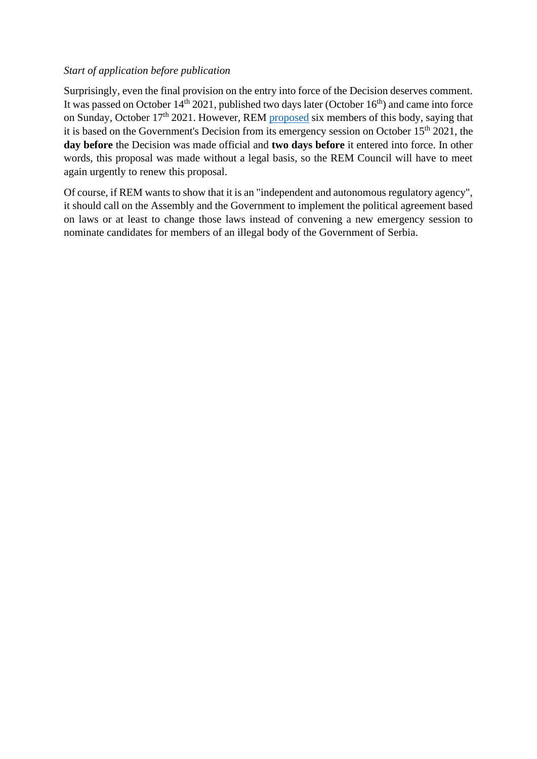*Start of application before publication*

Surprisingly, even the final provision on the entry into force of the Decision deserves comment. It was passed on October 14th 2021, published two days later (October 16th) and came into force on Sunday, October 17th 2021. However, REM proposed six members of this body, saying that it is based on the Government's Decision from its emergency session on October 15th 2021, the **day before** the Decision was made official and **two days before** it entered into force. In other words, this proposal was made without a legal basis, so the REM Council will have to meet again urgently to renew this proposal.

Of course, if REM wants to show that it is an "independent and autonomous regulatory agency", it should call on the Assembly and the Government to implement the political agreement based on laws or at least to change those laws instead of convening a new emergency session to nominate candidates for members of an illegal body of the Government of Serbia.